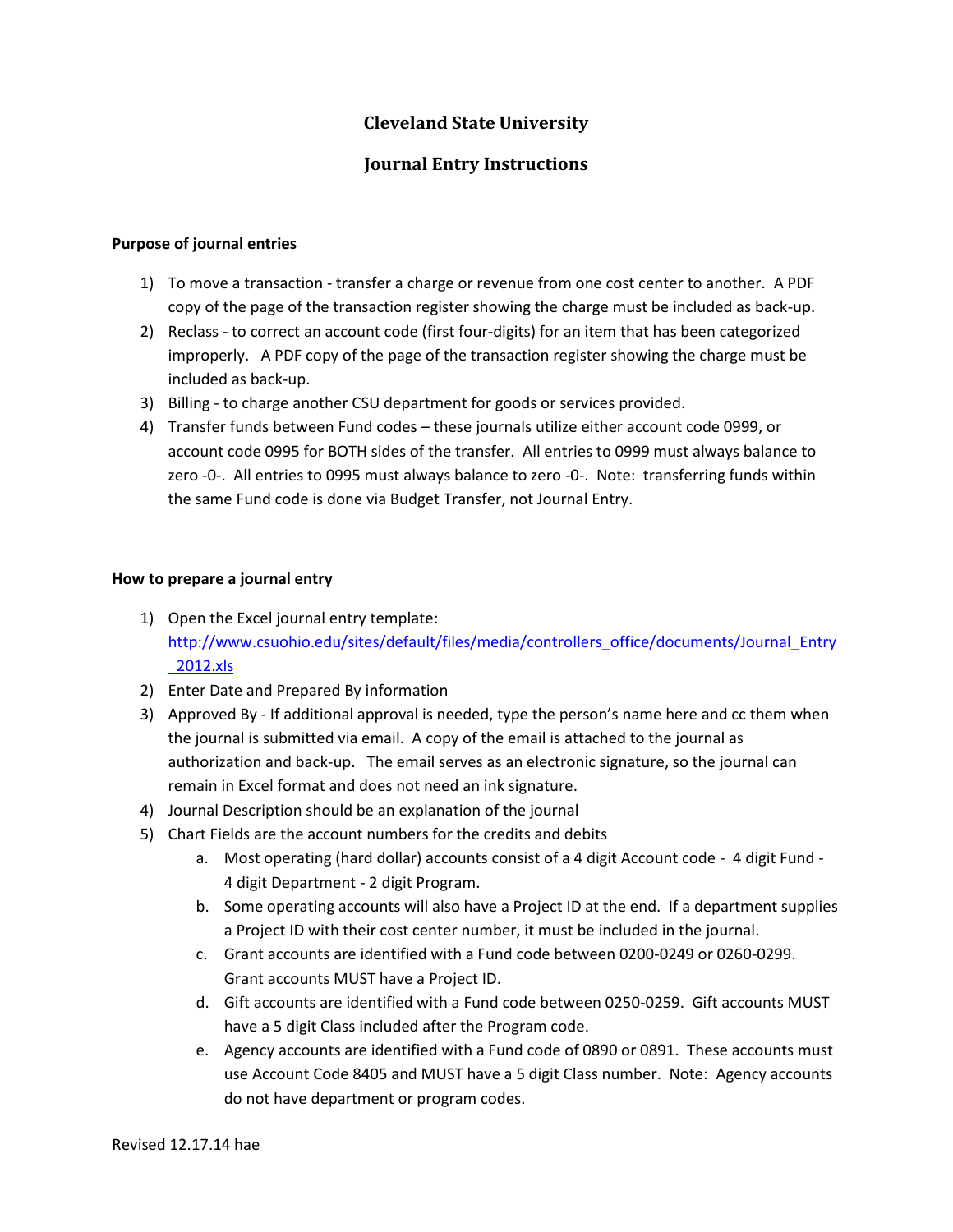# Cleveland State University

## Journal Entry Instructions

**Purpose of journal entries**

1) To move a transaction - transfer a charge or revenue from one cost center to another. A PDF copy of the page of the transaction register showing the charge must be included as back-up.
2) Reclass - to correct an account code (first four-digits) for an item that has been categorized improperly. A PDF copy of the page of the transaction register showing the charge must be included as back-up.
3) Billing - to charge another CSU department for goods or services provided.
4) Transfer funds between Fund codes – these journals utilize either account code 0999, or account code 0995 for BOTH sides of the transfer. All entries to 0999 must always balance to zero -0-. All entries to 0995 must always balance to zero -0-. Note: transferring funds within the same Fund code is done via Budget Transfer, not Journal Entry.

**How to prepare a journal entry**

1) Open the Excel journal entry template: [http://www.csuohio.edu/sites/default/files/media/controllers_office/documents/Journal_Entry_2012.xls](http://www.csuohio.edu/sites/default/files/media/controllers_office/documents/Journal_Entry_2012.xls)
2) Enter Date and Prepared By information
3) Approved By - If additional approval is needed, type the person's name here and cc them when the journal is submitted via email. A copy of the email is attached to the journal as authorization and back-up. The email serves as an electronic signature, so the journal can remain in Excel format and does not need an ink signature.
4) Journal Description should be an explanation of the journal
5) Chart Fields are the account numbers for the credits and debits
   a. Most operating (hard dollar) accounts consist of a 4 digit Account code - 4 digit Fund - 4 digit Department - 2 digit Program.
   b. Some operating accounts will also have a Project ID at the end. If a department supplies a Project ID with their cost center number, it must be included in the journal.
   c. Grant accounts are identified with a Fund code between 0200-0249 or 0260-0299. Grant accounts MUST have a Project ID.
   d. Gift accounts are identified with a Fund code between 0250-0259. Gift accounts MUST have a 5 digit Class included after the Program code.
   e. Agency accounts are identified with a Fund code of 0890 or 0891. These accounts must use Account Code 8405 and MUST have a 5 digit Class number. Note: Agency accounts do not have department or program codes.

Revised 12.17.14 hae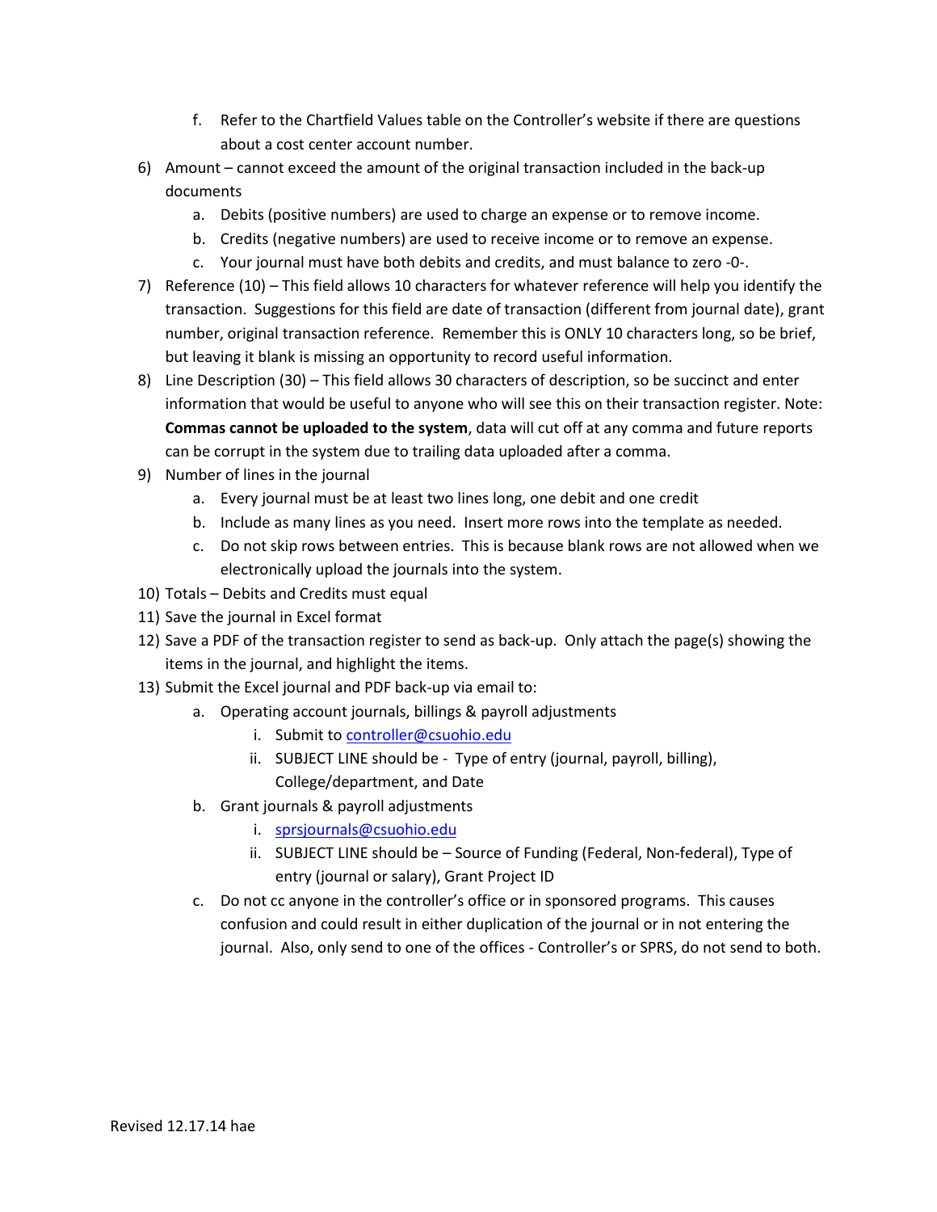f. Refer to the Chartfield Values table on the Controller's website if there are questions about a cost center account number.

6) Amount – cannot exceed the amount of the original transaction included in the back-up documents
   a. Debits (positive numbers) are used to charge an expense or to remove income.
   b. Credits (negative numbers) are used to receive income or to remove an expense.
   c. Your journal must have both debits and credits, and must balance to zero -0-.
7) Reference (10) – This field allows 10 characters for whatever reference will help you identify the transaction. Suggestions for this field are date of transaction (different from journal date), grant number, original transaction reference. Remember this is ONLY 10 characters long, so be brief, but leaving it blank is missing an opportunity to record useful information.
8) Line Description (30) – This field allows 30 characters of description, so be succinct and enter information that would be useful to anyone who will see this on their transaction register. Note: **Commas cannot be uploaded to the system**, data will cut off at any comma and future reports can be corrupt in the system due to trailing data uploaded after a comma.
9) Number of lines in the journal
   a. Every journal must be at least two lines long, one debit and one credit
   b. Include as many lines as you need. Insert more rows into the template as needed.
   c. Do not skip rows between entries. This is because blank rows are not allowed when we electronically upload the journals into the system.
10) Totals – Debits and Credits must equal
11) Save the journal in Excel format
12) Save a PDF of the transaction register to send as back-up. Only attach the page(s) showing the items in the journal, and highlight the items.
13) Submit the Excel journal and PDF back-up via email to:
    a. Operating account journals, billings & payroll adjustments
       i. Submit to controller@csuohio.edu
       ii. SUBJECT LINE should be - Type of entry (journal, payroll, billing), College/department, and Date
    b. Grant journals & payroll adjustments
       i. sprsjournals@csuohio.edu
       ii. SUBJECT LINE should be – Source of Funding (Federal, Non-federal), Type of entry (journal or salary), Grant Project ID
    c. Do not cc anyone in the controller's office or in sponsored programs. This causes confusion and could result in either duplication of the journal or in not entering the journal. Also, only send to one of the offices - Controller's or SPRS, do not send to both.

Revised 12.17.14 hae